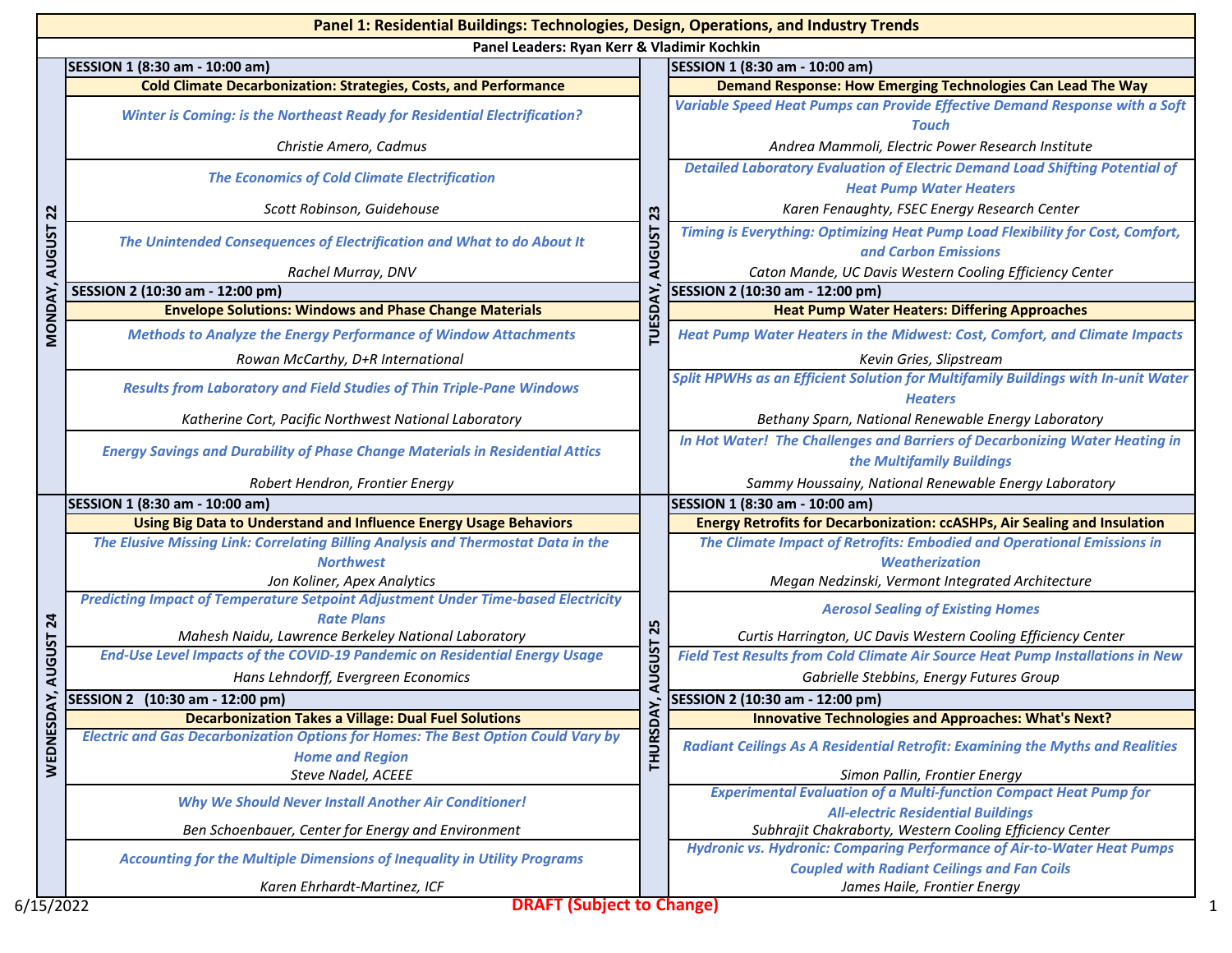# Panel 1: Residential Buildings: Technologies, Design, Operations, and Industry Trends

**Panel Leaders: Ryan Kerr & Vladimir Kochkin**

## MONDAY, AUGUST 22

### SESSION 1 (8:30 am - 10:00 am)

**Cold Climate Decarbonization: Strategies, Costs, and Performance**

*Winter is Coming: is the Northeast Ready for Residential Electrification?*
*Christie Amero, Cadmus*

*The Economics of Cold Climate Electrification*
*Scott Robinson, Guidehouse*

*The Unintended Consequences of Electrification and What to do About It*
*Rachel Murray, DNV*

### SESSION 2 (10:30 am - 12:00 pm)

**Envelope Solutions: Windows and Phase Change Materials**

*Methods to Analyze the Energy Performance of Window Attachments*
*Rowan McCarthy, D+R International*

*Results from Laboratory and Field Studies of Thin Triple-Pane Windows*
*Katherine Cort, Pacific Northwest National Laboratory*

*Energy Savings and Durability of Phase Change Materials in Residential Attics*
*Robert Hendron, Frontier Energy*

## TUESDAY, AUGUST 23

### SESSION 1 (8:30 am - 10:00 am)

**Demand Response: How Emerging Technologies Can Lead The Way**

*Variable Speed Heat Pumps can Provide Effective Demand Response with a Soft Touch*
*Andrea Mammoli, Electric Power Research Institute*

*Detailed Laboratory Evaluation of Electric Demand Load Shifting Potential of Heat Pump Water Heaters*
*Karen Fenaughty, FSEC Energy Research Center*

*Timing is Everything: Optimizing Heat Pump Load Flexibility for Cost, Comfort, and Carbon Emissions*
*Caton Mande, UC Davis Western Cooling Efficiency Center*

### SESSION 2 (10:30 am - 12:00 pm)

**Heat Pump Water Heaters: Differing Approaches**

*Heat Pump Water Heaters in the Midwest: Cost, Comfort, and Climate Impacts*
*Kevin Gries, Slipstream*

*Split HPWHs as an Efficient Solution for Multifamily Buildings with In-unit Water Heaters*
*Bethany Sparn, National Renewable Energy Laboratory*

*In Hot Water! The Challenges and Barriers of Decarbonizing Water Heating in the Multifamily Buildings*
*Sammy Houssainy, National Renewable Energy Laboratory*

## WEDNESDAY, AUGUST 24

### SESSION 1 (8:30 am - 10:00 am)

**Using Big Data to Understand and Influence Energy Usage Behaviors**

*The Elusive Missing Link: Correlating Billing Analysis and Thermostat Data in the Northwest*
*Jon Koliner, Apex Analytics*

*Predicting Impact of Temperature Setpoint Adjustment Under Time-based Electricity Rate Plans*
*Mahesh Naidu, Lawrence Berkeley National Laboratory*

*End-Use Level Impacts of the COVID-19 Pandemic on Residential Energy Usage*
*Hans Lehndorff, Evergreen Economics*

### SESSION 2 (10:30 am - 12:00 pm)

**Decarbonization Takes a Village: Dual Fuel Solutions**

*Electric and Gas Decarbonization Options for Homes: The Best Option Could Vary by Home and Region*
*Steve Nadel, ACEEE*

*Why We Should Never Install Another Air Conditioner!*
*Ben Schoenbauer, Center for Energy and Environment*

*Accounting for the Multiple Dimensions of Inequality in Utility Programs*
*Karen Ehrhardt-Martinez, ICF*

## THURSDAY, AUGUST 25

### SESSION 1 (8:30 am - 10:00 am)

**Energy Retrofits for Decarbonization: ccASHPs, Air Sealing and Insulation**

*The Climate Impact of Retrofits: Embodied and Operational Emissions in Weatherization*
*Megan Nedzinski, Vermont Integrated Architecture*

*Aerosol Sealing of Existing Homes*
*Curtis Harrington, UC Davis Western Cooling Efficiency Center*

*Field Test Results from Cold Climate Air Source Heat Pump Installations in New*
*Gabrielle Stebbins, Energy Futures Group*

### SESSION 2 (10:30 am - 12:00 pm)

**Innovative Technologies and Approaches: What's Next?**

*Radiant Ceilings As A Residential Retrofit: Examining the Myths and Realities*
*Simon Pallin, Frontier Energy*

*Experimental Evaluation of a Multi-function Compact Heat Pump for All-electric Residential Buildings*
*Subhrajit Chakraborty, Western Cooling Efficiency Center*

*Hydronic vs. Hydronic: Comparing Performance of Air-to-Water Heat Pumps Coupled with Radiant Ceilings and Fan Coils*
*James Haile, Frontier Energy*

6/15/2022

**DRAFT (Subject to Change)**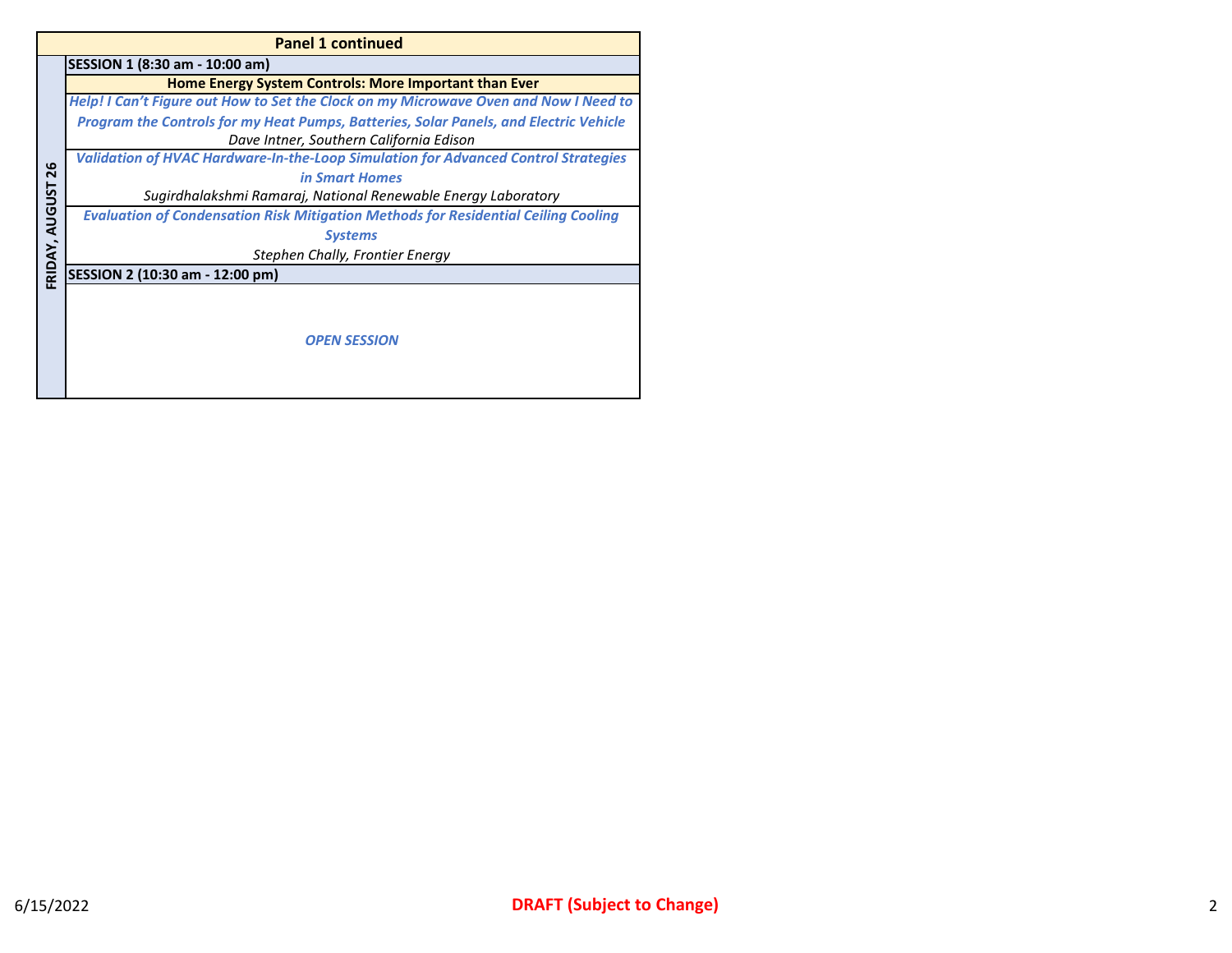| Panel 1 continued | |
| --- | --- |
| FRIDAY, AUGUST 26 | **SESSION 1 (8:30 am - 10:00 am)** |
| | **Home Energy System Controls: More Important than Ever** |
| | ***Help! I Can't Figure out How to Set the Clock on my Microwave Oven and Now I Need to Program the Controls for my Heat Pumps, Batteries, Solar Panels, and Electric Vehicle***<br>*Dave Intner, Southern California Edison* |
| | ***Validation of HVAC Hardware-In-the-Loop Simulation for Advanced Control Strategies in Smart Homes***<br>*Sugirdhalakshmi Ramaraj, National Renewable Energy Laboratory* |
| | ***Evaluation of Condensation Risk Mitigation Methods for Residential Ceiling Cooling Systems***<br>*Stephen Chally, Frontier Energy* |
| | **SESSION 2 (10:30 am - 12:00 pm)** |
| | ***OPEN SESSION*** |

6/15/2022

**DRAFT (Subject to Change)**